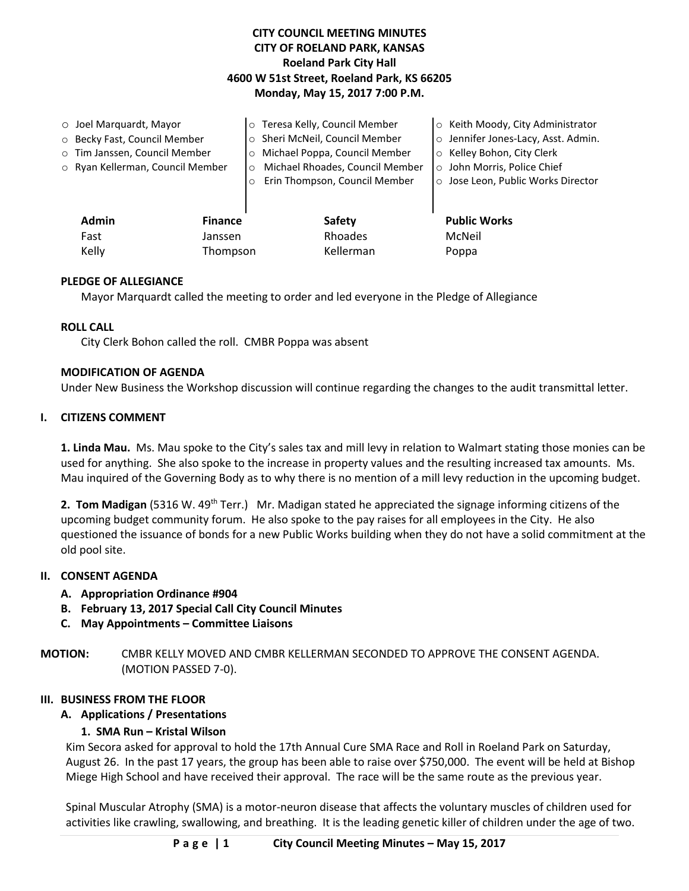**CITY COUNCIL MEETING MINUTES**
**CITY OF ROELAND PARK, KANSAS**
**Roeland Park City Hall**
**4600 W 51st Street, Roeland Park, KS 66205**
**Monday, May 15, 2017 7:00 P.M.**

- Joel Marquardt, Mayor
- Becky Fast, Council Member
- Tim Janssen, Council Member
- Ryan Kellerman, Council Member
- Teresa Kelly, Council Member
- Sheri McNeil, Council Member
- Michael Poppa, Council Member
- Michael Rhoades, Council Member
- Erin Thompson, Council Member
- Keith Moody, City Administrator
- Jennifer Jones-Lacy, Asst. Admin.
- Kelley Bohon, City Clerk
- John Morris, Police Chief
- Jose Leon, Public Works Director

| Admin | Finance | Safety | Public Works |
|---|---|---|---|
| Fast | Janssen | Rhoades | McNeil |
| Kelly | Thompson | Kellerman | Poppa |

**PLEDGE OF ALLEGIANCE**

Mayor Marquardt called the meeting to order and led everyone in the Pledge of Allegiance

**ROLL CALL**

City Clerk Bohon called the roll. CMBR Poppa was absent

**MODIFICATION OF AGENDA**

Under New Business the Workshop discussion will continue regarding the changes to the audit transmittal letter.

## I. CITIZENS COMMENT

**1. Linda Mau.** Ms. Mau spoke to the City's sales tax and mill levy in relation to Walmart stating those monies can be used for anything. She also spoke to the increase in property values and the resulting increased tax amounts. Ms. Mau inquired of the Governing Body as to why there is no mention of a mill levy reduction in the upcoming budget.

**2. Tom Madigan** (5316 W. 49th Terr.) Mr. Madigan stated he appreciated the signage informing citizens of the upcoming budget community forum. He also spoke to the pay raises for all employees in the City. He also questioned the issuance of bonds for a new Public Works building when they do not have a solid commitment at the old pool site.

## II. CONSENT AGENDA

- **A. Appropriation Ordinance #904**
- **B. February 13, 2017 Special Call City Council Minutes**
- **C. May Appointments – Committee Liaisons**

**MOTION:** CMBR KELLY MOVED AND CMBR KELLERMAN SECONDED TO APPROVE THE CONSENT AGENDA. (MOTION PASSED 7-0).

## III. BUSINESS FROM THE FLOOR

### A. Applications / Presentations

#### 1. SMA Run – Kristal Wilson

Kim Secora asked for approval to hold the 17th Annual Cure SMA Race and Roll in Roeland Park on Saturday, August 26. In the past 17 years, the group has been able to raise over $750,000. The event will be held at Bishop Miege High School and have received their approval. The race will be the same route as the previous year.

Spinal Muscular Atrophy (SMA) is a motor-neuron disease that affects the voluntary muscles of children used for activities like crawling, swallowing, and breathing. It is the leading genetic killer of children under the age of two.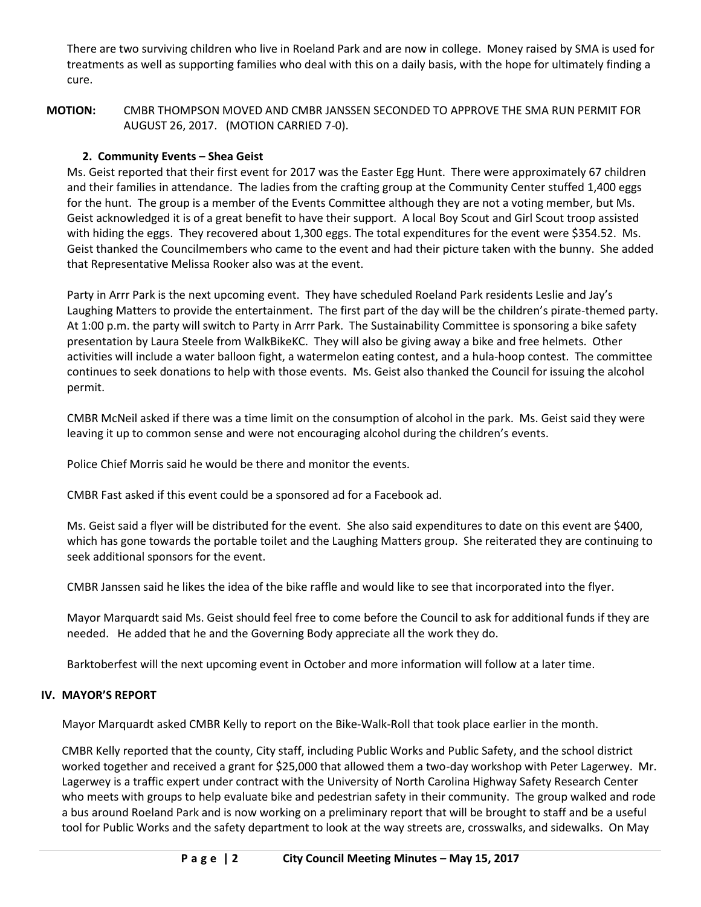There are two surviving children who live in Roeland Park and are now in college. Money raised by SMA is used for treatments as well as supporting families who deal with this on a daily basis, with the hope for ultimately finding a cure.

**MOTION:** CMBR THOMPSON MOVED AND CMBR JANSSEN SECONDED TO APPROVE THE SMA RUN PERMIT FOR AUGUST 26, 2017. (MOTION CARRIED 7-0).

**2. Community Events – Shea Geist**

Ms. Geist reported that their first event for 2017 was the Easter Egg Hunt. There were approximately 67 children and their families in attendance. The ladies from the crafting group at the Community Center stuffed 1,400 eggs for the hunt. The group is a member of the Events Committee although they are not a voting member, but Ms. Geist acknowledged it is of a great benefit to have their support. A local Boy Scout and Girl Scout troop assisted with hiding the eggs. They recovered about 1,300 eggs. The total expenditures for the event were $354.52. Ms. Geist thanked the Councilmembers who came to the event and had their picture taken with the bunny. She added that Representative Melissa Rooker also was at the event.

Party in Arrr Park is the next upcoming event. They have scheduled Roeland Park residents Leslie and Jay's Laughing Matters to provide the entertainment. The first part of the day will be the children's pirate-themed party. At 1:00 p.m. the party will switch to Party in Arrr Park. The Sustainability Committee is sponsoring a bike safety presentation by Laura Steele from WalkBikeKC. They will also be giving away a bike and free helmets. Other activities will include a water balloon fight, a watermelon eating contest, and a hula-hoop contest. The committee continues to seek donations to help with those events. Ms. Geist also thanked the Council for issuing the alcohol permit.

CMBR McNeil asked if there was a time limit on the consumption of alcohol in the park. Ms. Geist said they were leaving it up to common sense and were not encouraging alcohol during the children's events.

Police Chief Morris said he would be there and monitor the events.

CMBR Fast asked if this event could be a sponsored ad for a Facebook ad.

Ms. Geist said a flyer will be distributed for the event. She also said expenditures to date on this event are $400, which has gone towards the portable toilet and the Laughing Matters group. She reiterated they are continuing to seek additional sponsors for the event.

CMBR Janssen said he likes the idea of the bike raffle and would like to see that incorporated into the flyer.

Mayor Marquardt said Ms. Geist should feel free to come before the Council to ask for additional funds if they are needed. He added that he and the Governing Body appreciate all the work they do.

Barktoberfest will the next upcoming event in October and more information will follow at a later time.

## IV. MAYOR'S REPORT

Mayor Marquardt asked CMBR Kelly to report on the Bike-Walk-Roll that took place earlier in the month.

CMBR Kelly reported that the county, City staff, including Public Works and Public Safety, and the school district worked together and received a grant for $25,000 that allowed them a two-day workshop with Peter Lagerwey. Mr. Lagerwey is a traffic expert under contract with the University of North Carolina Highway Safety Research Center who meets with groups to help evaluate bike and pedestrian safety in their community. The group walked and rode a bus around Roeland Park and is now working on a preliminary report that will be brought to staff and be a useful tool for Public Works and the safety department to look at the way streets are, crosswalks, and sidewalks. On May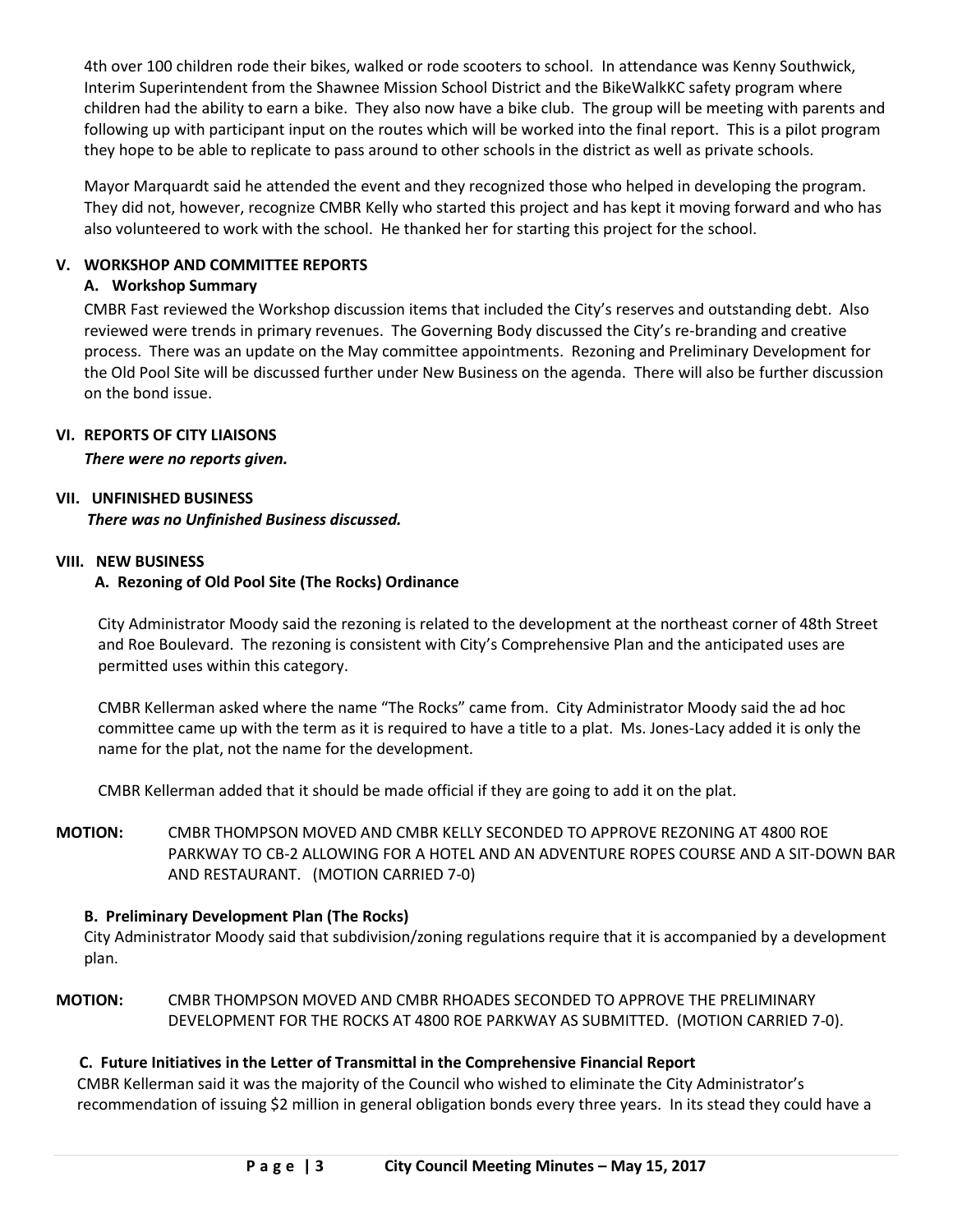4th over 100 children rode their bikes, walked or rode scooters to school. In attendance was Kenny Southwick, Interim Superintendent from the Shawnee Mission School District and the BikeWalkKC safety program where children had the ability to earn a bike. They also now have a bike club. The group will be meeting with parents and following up with participant input on the routes which will be worked into the final report. This is a pilot program they hope to be able to replicate to pass around to other schools in the district as well as private schools.

Mayor Marquardt said he attended the event and they recognized those who helped in developing the program. They did not, however, recognize CMBR Kelly who started this project and has kept it moving forward and who has also volunteered to work with the school. He thanked her for starting this project for the school.

## V. WORKSHOP AND COMMITTEE REPORTS

### A. Workshop Summary

CMBR Fast reviewed the Workshop discussion items that included the City's reserves and outstanding debt. Also reviewed were trends in primary revenues. The Governing Body discussed the City's re-branding and creative process. There was an update on the May committee appointments. Rezoning and Preliminary Development for the Old Pool Site will be discussed further under New Business on the agenda. There will also be further discussion on the bond issue.

## VI. REPORTS OF CITY LIAISONS

***There were no reports given.***

## VII. UNFINISHED BUSINESS

***There was no Unfinished Business discussed.***

## VIII. NEW BUSINESS

### A. Rezoning of Old Pool Site (The Rocks) Ordinance

City Administrator Moody said the rezoning is related to the development at the northeast corner of 48th Street and Roe Boulevard. The rezoning is consistent with City's Comprehensive Plan and the anticipated uses are permitted uses within this category.

CMBR Kellerman asked where the name "The Rocks" came from. City Administrator Moody said the ad hoc committee came up with the term as it is required to have a title to a plat. Ms. Jones-Lacy added it is only the name for the plat, not the name for the development.

CMBR Kellerman added that it should be made official if they are going to add it on the plat.

**MOTION:** CMBR THOMPSON MOVED AND CMBR KELLY SECONDED TO APPROVE REZONING AT 4800 ROE PARKWAY TO CB-2 ALLOWING FOR A HOTEL AND AN ADVENTURE ROPES COURSE AND A SIT-DOWN BAR AND RESTAURANT. (MOTION CARRIED 7-0)

### B. Preliminary Development Plan (The Rocks)

City Administrator Moody said that subdivision/zoning regulations require that it is accompanied by a development plan.

**MOTION:** CMBR THOMPSON MOVED AND CMBR RHOADES SECONDED TO APPROVE THE PRELIMINARY DEVELOPMENT FOR THE ROCKS AT 4800 ROE PARKWAY AS SUBMITTED. (MOTION CARRIED 7-0).

### C. Future Initiatives in the Letter of Transmittal in the Comprehensive Financial Report

CMBR Kellerman said it was the majority of the Council who wished to eliminate the City Administrator's recommendation of issuing $2 million in general obligation bonds every three years. In its stead they could have a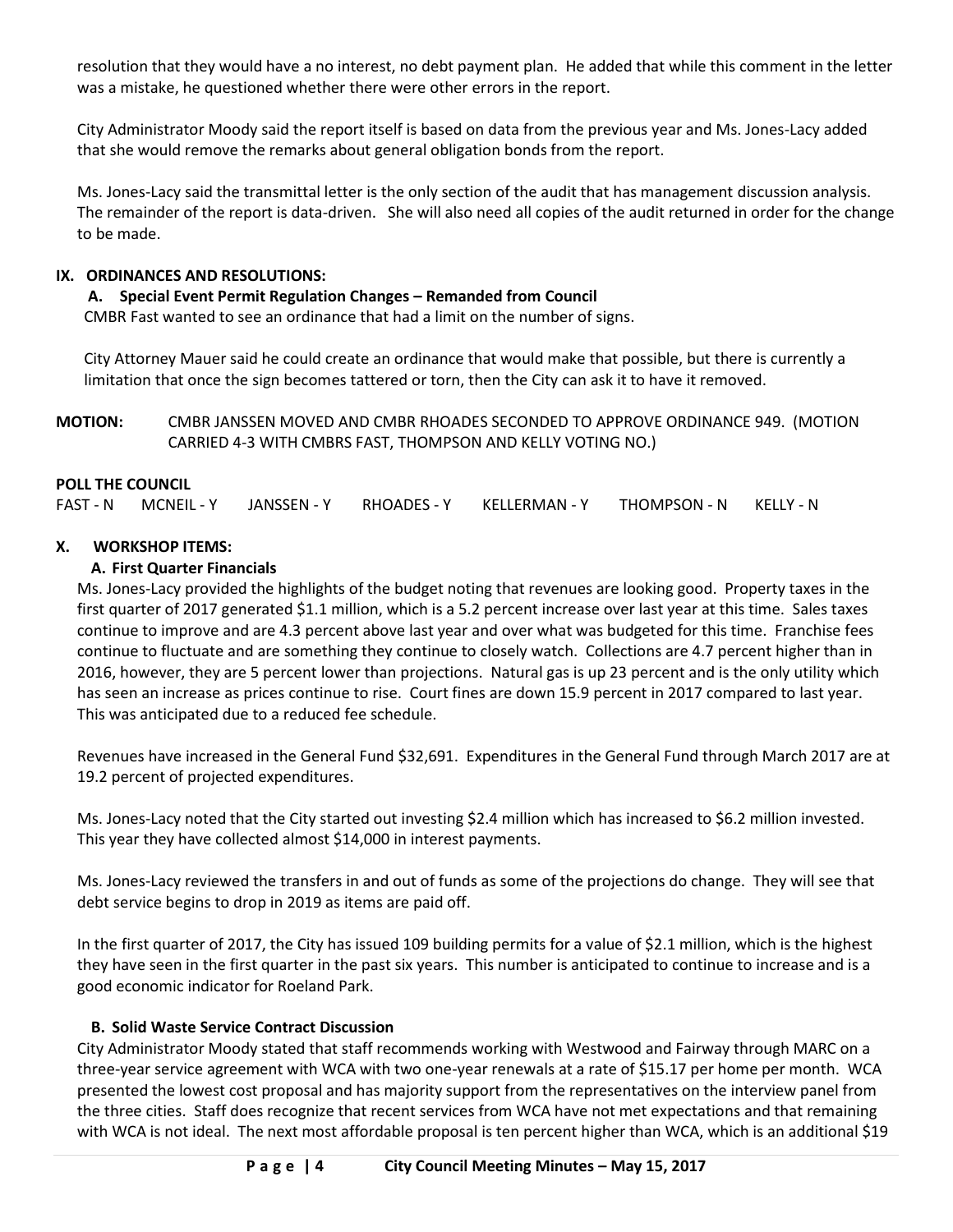resolution that they would have a no interest, no debt payment plan. He added that while this comment in the letter was a mistake, he questioned whether there were other errors in the report.

City Administrator Moody said the report itself is based on data from the previous year and Ms. Jones-Lacy added that she would remove the remarks about general obligation bonds from the report.

Ms. Jones-Lacy said the transmittal letter is the only section of the audit that has management discussion analysis. The remainder of the report is data-driven. She will also need all copies of the audit returned in order for the change to be made.

## IX. ORDINANCES AND RESOLUTIONS:

### A. Special Event Permit Regulation Changes – Remanded from Council

CMBR Fast wanted to see an ordinance that had a limit on the number of signs.

City Attorney Mauer said he could create an ordinance that would make that possible, but there is currently a limitation that once the sign becomes tattered or torn, then the City can ask it to have it removed.

**MOTION:** CMBR JANSSEN MOVED AND CMBR RHOADES SECONDED TO APPROVE ORDINANCE 949. (MOTION CARRIED 4-3 WITH CMBRS FAST, THOMPSON AND KELLY VOTING NO.)

**POLL THE COUNCIL**

FAST - N MCNEIL - Y JANSSEN - Y RHOADES - Y KELLERMAN - Y THOMPSON - N KELLY - N

## X. WORKSHOP ITEMS:

### A. First Quarter Financials

Ms. Jones-Lacy provided the highlights of the budget noting that revenues are looking good. Property taxes in the first quarter of 2017 generated $1.1 million, which is a 5.2 percent increase over last year at this time. Sales taxes continue to improve and are 4.3 percent above last year and over what was budgeted for this time. Franchise fees continue to fluctuate and are something they continue to closely watch. Collections are 4.7 percent higher than in 2016, however, they are 5 percent lower than projections. Natural gas is up 23 percent and is the only utility which has seen an increase as prices continue to rise. Court fines are down 15.9 percent in 2017 compared to last year. This was anticipated due to a reduced fee schedule.

Revenues have increased in the General Fund $32,691. Expenditures in the General Fund through March 2017 are at 19.2 percent of projected expenditures.

Ms. Jones-Lacy noted that the City started out investing $2.4 million which has increased to $6.2 million invested. This year they have collected almost $14,000 in interest payments.

Ms. Jones-Lacy reviewed the transfers in and out of funds as some of the projections do change. They will see that debt service begins to drop in 2019 as items are paid off.

In the first quarter of 2017, the City has issued 109 building permits for a value of $2.1 million, which is the highest they have seen in the first quarter in the past six years. This number is anticipated to continue to increase and is a good economic indicator for Roeland Park.

### B. Solid Waste Service Contract Discussion

City Administrator Moody stated that staff recommends working with Westwood and Fairway through MARC on a three-year service agreement with WCA with two one-year renewals at a rate of $15.17 per home per month. WCA presented the lowest cost proposal and has majority support from the representatives on the interview panel from the three cities. Staff does recognize that recent services from WCA have not met expectations and that remaining with WCA is not ideal. The next most affordable proposal is ten percent higher than WCA, which is an additional $19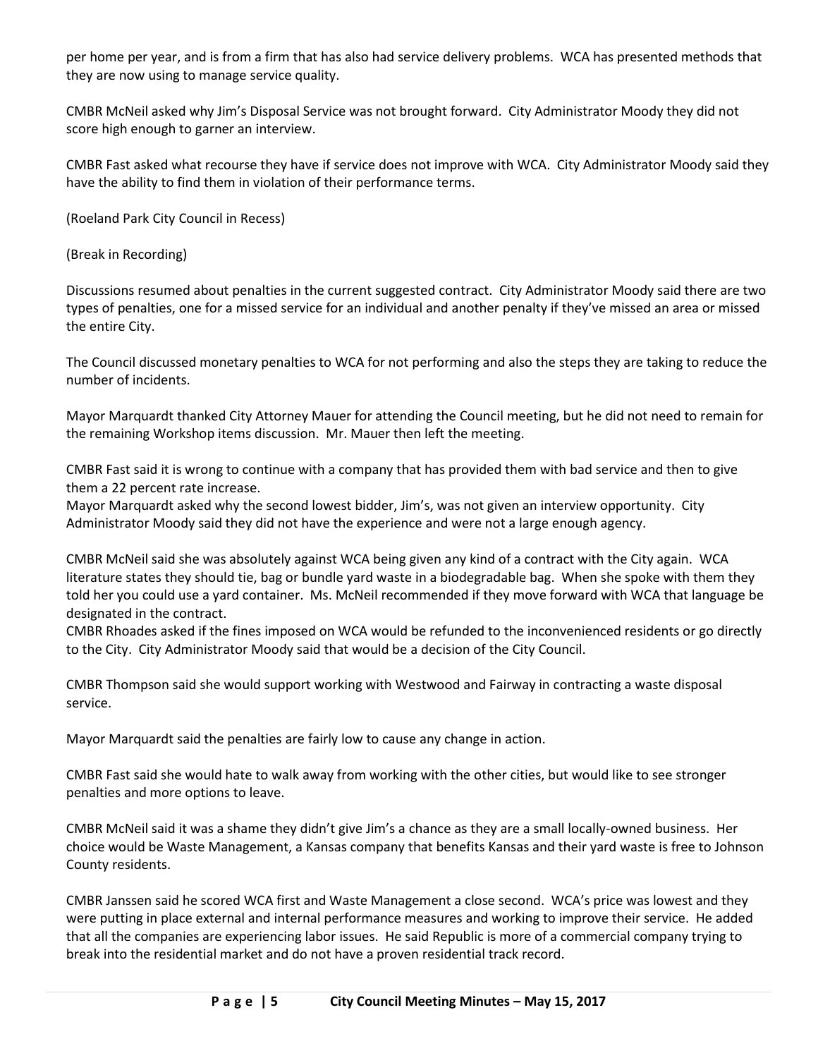per home per year, and is from a firm that has also had service delivery problems. WCA has presented methods that they are now using to manage service quality.

CMBR McNeil asked why Jim's Disposal Service was not brought forward. City Administrator Moody they did not score high enough to garner an interview.

CMBR Fast asked what recourse they have if service does not improve with WCA. City Administrator Moody said they have the ability to find them in violation of their performance terms.

(Roeland Park City Council in Recess)

(Break in Recording)

Discussions resumed about penalties in the current suggested contract. City Administrator Moody said there are two types of penalties, one for a missed service for an individual and another penalty if they've missed an area or missed the entire City.

The Council discussed monetary penalties to WCA for not performing and also the steps they are taking to reduce the number of incidents.

Mayor Marquardt thanked City Attorney Mauer for attending the Council meeting, but he did not need to remain for the remaining Workshop items discussion. Mr. Mauer then left the meeting.

CMBR Fast said it is wrong to continue with a company that has provided them with bad service and then to give them a 22 percent rate increase.

Mayor Marquardt asked why the second lowest bidder, Jim's, was not given an interview opportunity. City Administrator Moody said they did not have the experience and were not a large enough agency.

CMBR McNeil said she was absolutely against WCA being given any kind of a contract with the City again. WCA literature states they should tie, bag or bundle yard waste in a biodegradable bag. When she spoke with them they told her you could use a yard container. Ms. McNeil recommended if they move forward with WCA that language be designated in the contract.

CMBR Rhoades asked if the fines imposed on WCA would be refunded to the inconvenienced residents or go directly to the City. City Administrator Moody said that would be a decision of the City Council.

CMBR Thompson said she would support working with Westwood and Fairway in contracting a waste disposal service.

Mayor Marquardt said the penalties are fairly low to cause any change in action.

CMBR Fast said she would hate to walk away from working with the other cities, but would like to see stronger penalties and more options to leave.

CMBR McNeil said it was a shame they didn't give Jim's a chance as they are a small locally-owned business. Her choice would be Waste Management, a Kansas company that benefits Kansas and their yard waste is free to Johnson County residents.

CMBR Janssen said he scored WCA first and Waste Management a close second. WCA's price was lowest and they were putting in place external and internal performance measures and working to improve their service. He added that all the companies are experiencing labor issues. He said Republic is more of a commercial company trying to break into the residential market and do not have a proven residential track record.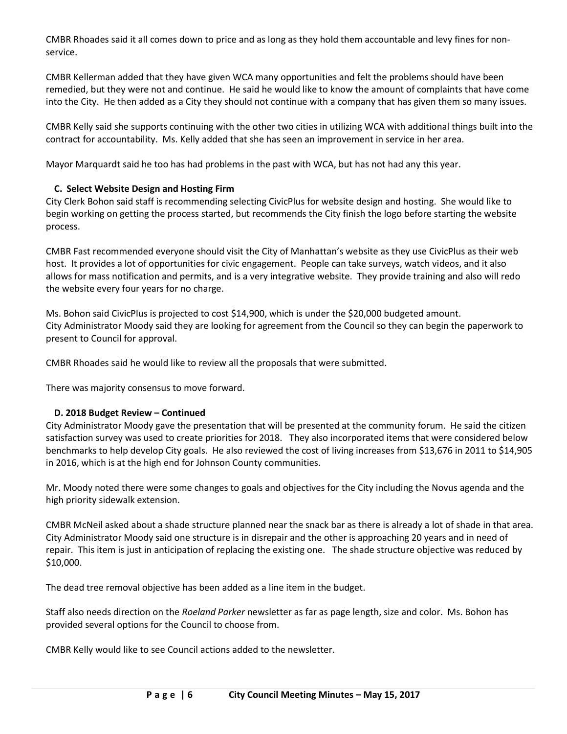CMBR Rhoades said it all comes down to price and as long as they hold them accountable and levy fines for non-service.

CMBR Kellerman added that they have given WCA many opportunities and felt the problems should have been remedied, but they were not and continue. He said he would like to know the amount of complaints that have come into the City. He then added as a City they should not continue with a company that has given them so many issues.

CMBR Kelly said she supports continuing with the other two cities in utilizing WCA with additional things built into the contract for accountability. Ms. Kelly added that she has seen an improvement in service in her area.

Mayor Marquardt said he too has had problems in the past with WCA, but has not had any this year.

### C. Select Website Design and Hosting Firm

City Clerk Bohon said staff is recommending selecting CivicPlus for website design and hosting. She would like to begin working on getting the process started, but recommends the City finish the logo before starting the website process.

CMBR Fast recommended everyone should visit the City of Manhattan's website as they use CivicPlus as their web host. It provides a lot of opportunities for civic engagement. People can take surveys, watch videos, and it also allows for mass notification and permits, and is a very integrative website. They provide training and also will redo the website every four years for no charge.

Ms. Bohon said CivicPlus is projected to cost $14,900, which is under the $20,000 budgeted amount.
City Administrator Moody said they are looking for agreement from the Council so they can begin the paperwork to present to Council for approval.

CMBR Rhoades said he would like to review all the proposals that were submitted.

There was majority consensus to move forward.

### D. 2018 Budget Review – Continued

City Administrator Moody gave the presentation that will be presented at the community forum. He said the citizen satisfaction survey was used to create priorities for 2018. They also incorporated items that were considered below benchmarks to help develop City goals. He also reviewed the cost of living increases from $13,676 in 2011 to $14,905 in 2016, which is at the high end for Johnson County communities.

Mr. Moody noted there were some changes to goals and objectives for the City including the Novus agenda and the high priority sidewalk extension.

CMBR McNeil asked about a shade structure planned near the snack bar as there is already a lot of shade in that area. City Administrator Moody said one structure is in disrepair and the other is approaching 20 years and in need of repair. This item is just in anticipation of replacing the existing one. The shade structure objective was reduced by $10,000.

The dead tree removal objective has been added as a line item in the budget.

Staff also needs direction on the *Roeland Parker* newsletter as far as page length, size and color. Ms. Bohon has provided several options for the Council to choose from.

CMBR Kelly would like to see Council actions added to the newsletter.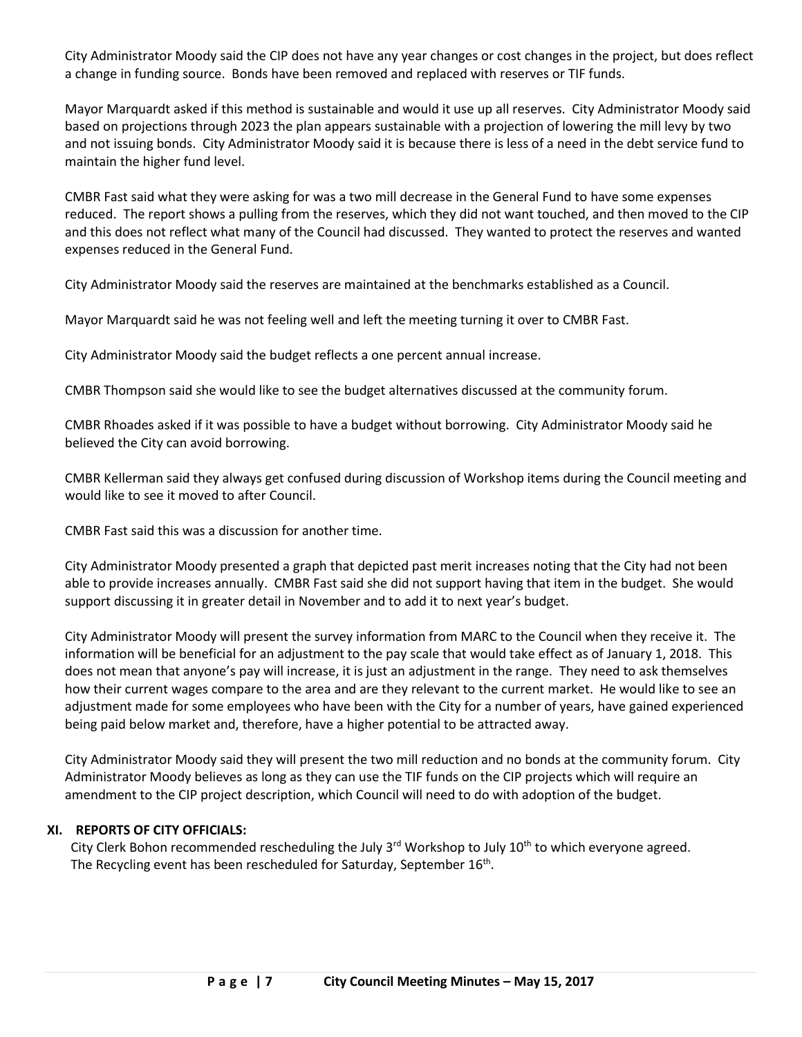City Administrator Moody said the CIP does not have any year changes or cost changes in the project, but does reflect a change in funding source. Bonds have been removed and replaced with reserves or TIF funds.

Mayor Marquardt asked if this method is sustainable and would it use up all reserves. City Administrator Moody said based on projections through 2023 the plan appears sustainable with a projection of lowering the mill levy by two and not issuing bonds. City Administrator Moody said it is because there is less of a need in the debt service fund to maintain the higher fund level.

CMBR Fast said what they were asking for was a two mill decrease in the General Fund to have some expenses reduced. The report shows a pulling from the reserves, which they did not want touched, and then moved to the CIP and this does not reflect what many of the Council had discussed. They wanted to protect the reserves and wanted expenses reduced in the General Fund.

City Administrator Moody said the reserves are maintained at the benchmarks established as a Council.

Mayor Marquardt said he was not feeling well and left the meeting turning it over to CMBR Fast.

City Administrator Moody said the budget reflects a one percent annual increase.

CMBR Thompson said she would like to see the budget alternatives discussed at the community forum.

CMBR Rhoades asked if it was possible to have a budget without borrowing. City Administrator Moody said he believed the City can avoid borrowing.

CMBR Kellerman said they always get confused during discussion of Workshop items during the Council meeting and would like to see it moved to after Council.

CMBR Fast said this was a discussion for another time.

City Administrator Moody presented a graph that depicted past merit increases noting that the City had not been able to provide increases annually. CMBR Fast said she did not support having that item in the budget. She would support discussing it in greater detail in November and to add it to next year's budget.

City Administrator Moody will present the survey information from MARC to the Council when they receive it. The information will be beneficial for an adjustment to the pay scale that would take effect as of January 1, 2018. This does not mean that anyone's pay will increase, it is just an adjustment in the range. They need to ask themselves how their current wages compare to the area and are they relevant to the current market. He would like to see an adjustment made for some employees who have been with the City for a number of years, have gained experienced being paid below market and, therefore, have a higher potential to be attracted away.

City Administrator Moody said they will present the two mill reduction and no bonds at the community forum. City Administrator Moody believes as long as they can use the TIF funds on the CIP projects which will require an amendment to the CIP project description, which Council will need to do with adoption of the budget.

## XI. REPORTS OF CITY OFFICIALS:

City Clerk Bohon recommended rescheduling the July 3rd Workshop to July 10th to which everyone agreed. The Recycling event has been rescheduled for Saturday, September 16th.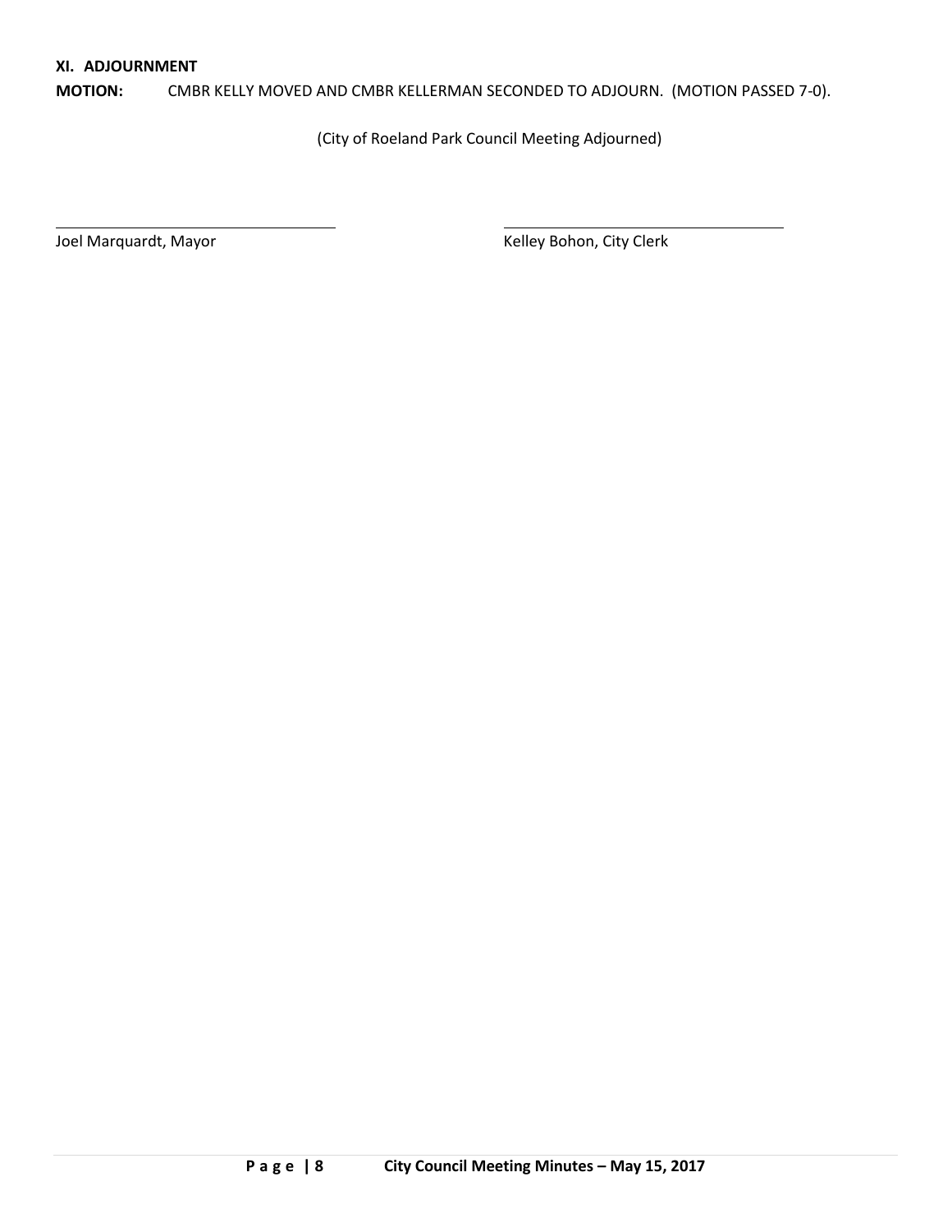**XI. ADJOURNMENT**

**MOTION:** CMBR KELLY MOVED AND CMBR KELLERMAN SECONDED TO ADJOURN. (MOTION PASSED 7-0).

(City of Roeland Park Council Meeting Adjourned)

Joel Marquardt, Mayor

Kelley Bohon, City Clerk